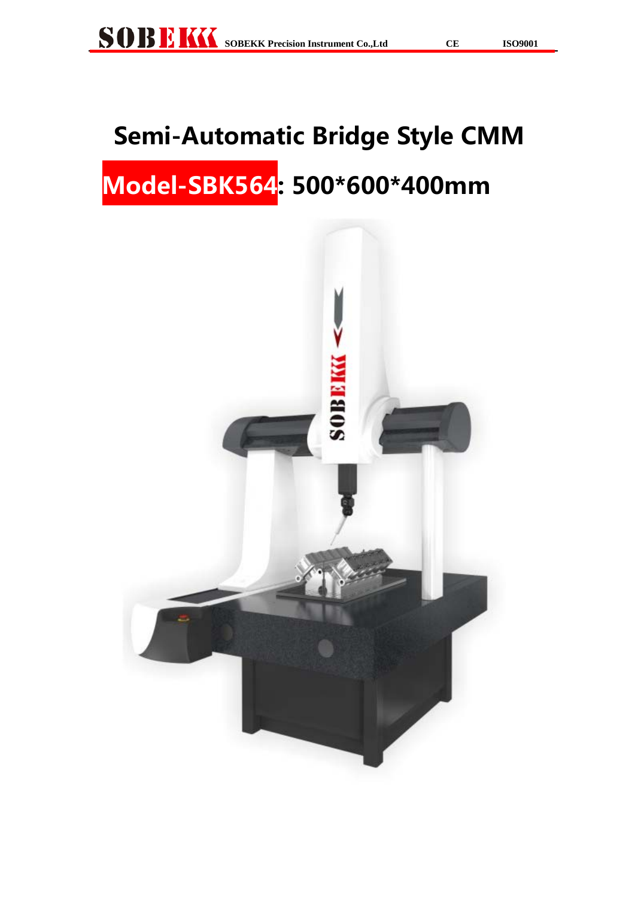# Semi-Automatic Bridge Style CMM

## Model-SBK564: 500*600*400mm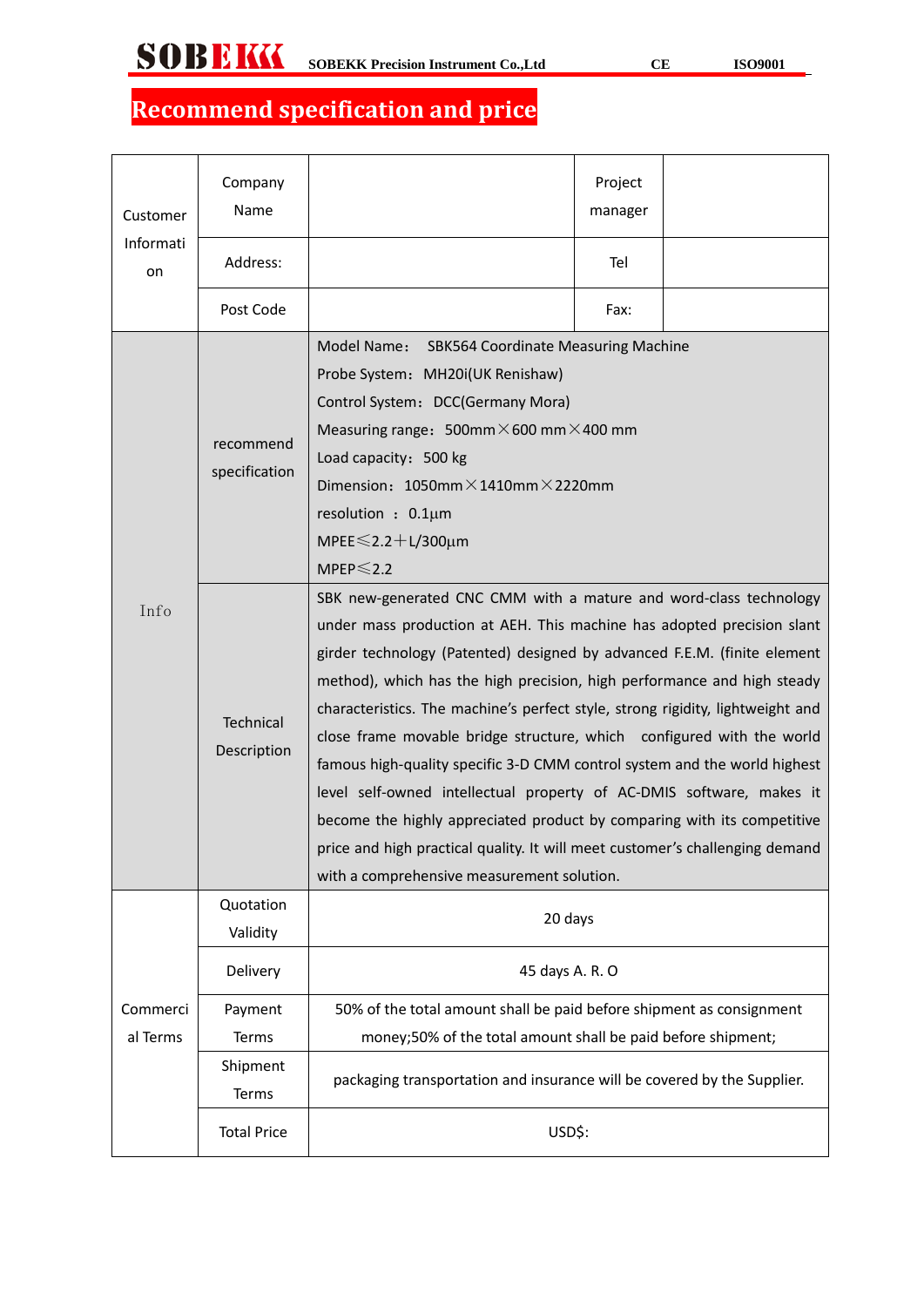# Recommend specification and price

| Customer Information | Company Name | | Project manager | |
|---|---|---|---|---|
| | Address: | | Tel | |
| | Post Code | | Fax: | |
| Info | recommend specification | Model Name: SBK564 Coordinate Measuring Machine<br>Probe System: MH20i(UK Renishaw)<br>Control System: DCC(Germany Mora)<br>Measuring range: 500mm×600 mm×400 mm<br>Load capacity: 500 kg<br>Dimension: 1050mm×1410mm×2220mm<br>resolution : 0.1μm<br>MPEE≤2.2+L/300μm<br>MPEP≤2.2 | | |
| | Technical Description | SBK new-generated CNC CMM with a mature and word-class technology under mass production at AEH. This machine has adopted precision slant girder technology (Patented) designed by advanced F.E.M. (finite element method), which has the high precision, high performance and high steady characteristics. The machine's perfect style, strong rigidity, lightweight and close frame movable bridge structure, which configured with the world famous high-quality specific 3-D CMM control system and the world highest level self-owned intellectual property of AC-DMIS software, makes it become the highly appreciated product by comparing with its competitive price and high practical quality. It will meet customer's challenging demand with a comprehensive measurement solution. | | |
| Commercial Terms | Quotation Validity | 20 days | | |
| | Delivery | 45 days A. R. O | | |
| | Payment Terms | 50% of the total amount shall be paid before shipment as consignment money;50% of the total amount shall be paid before shipment; | | |
| | Shipment Terms | packaging transportation and insurance will be covered by the Supplier. | | |
| | Total Price | USD$: | | |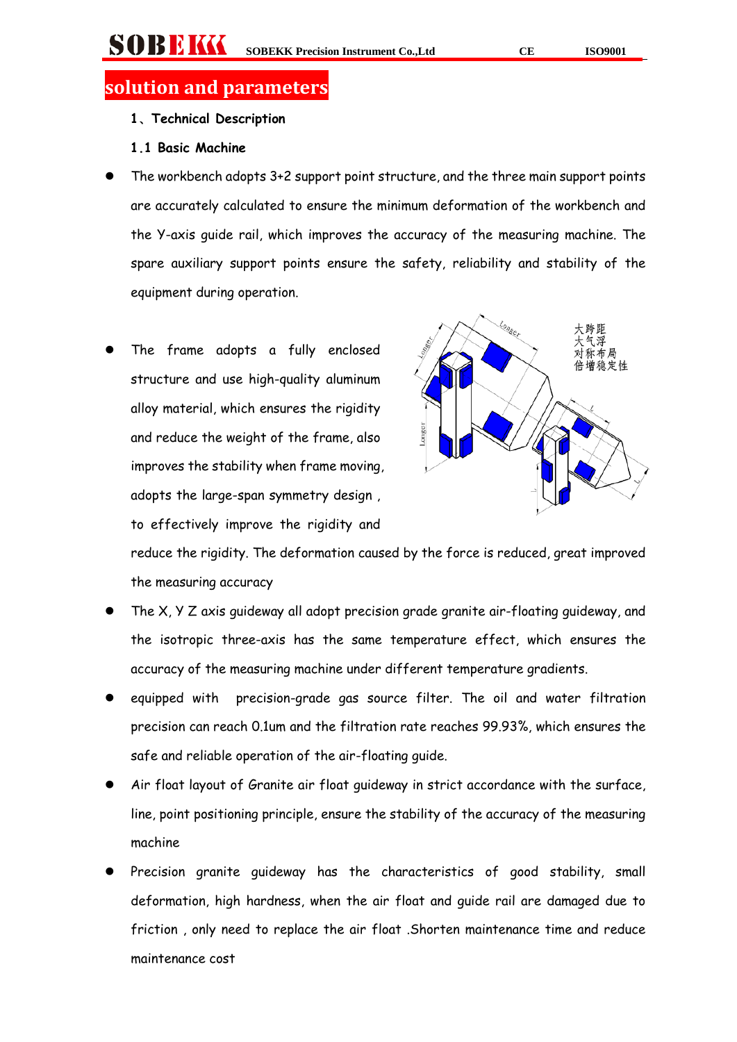## solution and parameters

### 1、Technical Description

### 1.1 Basic Machine

- The workbench adopts 3+2 support point structure, and the three main support points are accurately calculated to ensure the minimum deformation of the workbench and the Y-axis guide rail, which improves the accuracy of the measuring machine. The spare auxiliary support points ensure the safety, reliability and stability of the equipment during operation.

- The frame adopts a fully enclosed structure and use high-quality aluminum alloy material, which ensures the rigidity and reduce the weight of the frame, also improves the stability when frame moving, adopts the large-span symmetry design , to effectively improve the rigidity and reduce the rigidity. The deformation caused by the force is reduced, great improved the measuring accuracy

- The X, Y Z axis guideway all adopt precision grade granite air-floating guideway, and the isotropic three-axis has the same temperature effect, which ensures the accuracy of the measuring machine under different temperature gradients.

- equipped with precision-grade gas source filter. The oil and water filtration precision can reach 0.1um and the filtration rate reaches 99.93%, which ensures the safe and reliable operation of the air-floating guide.

- Air float layout of Granite air float guideway in strict accordance with the surface, line, point positioning principle, ensure the stability of the accuracy of the measuring machine

- Precision granite guideway has the characteristics of good stability, small deformation, high hardness, when the air float and guide rail are damaged due to friction , only need to replace the air float .Shorten maintenance time and reduce maintenance cost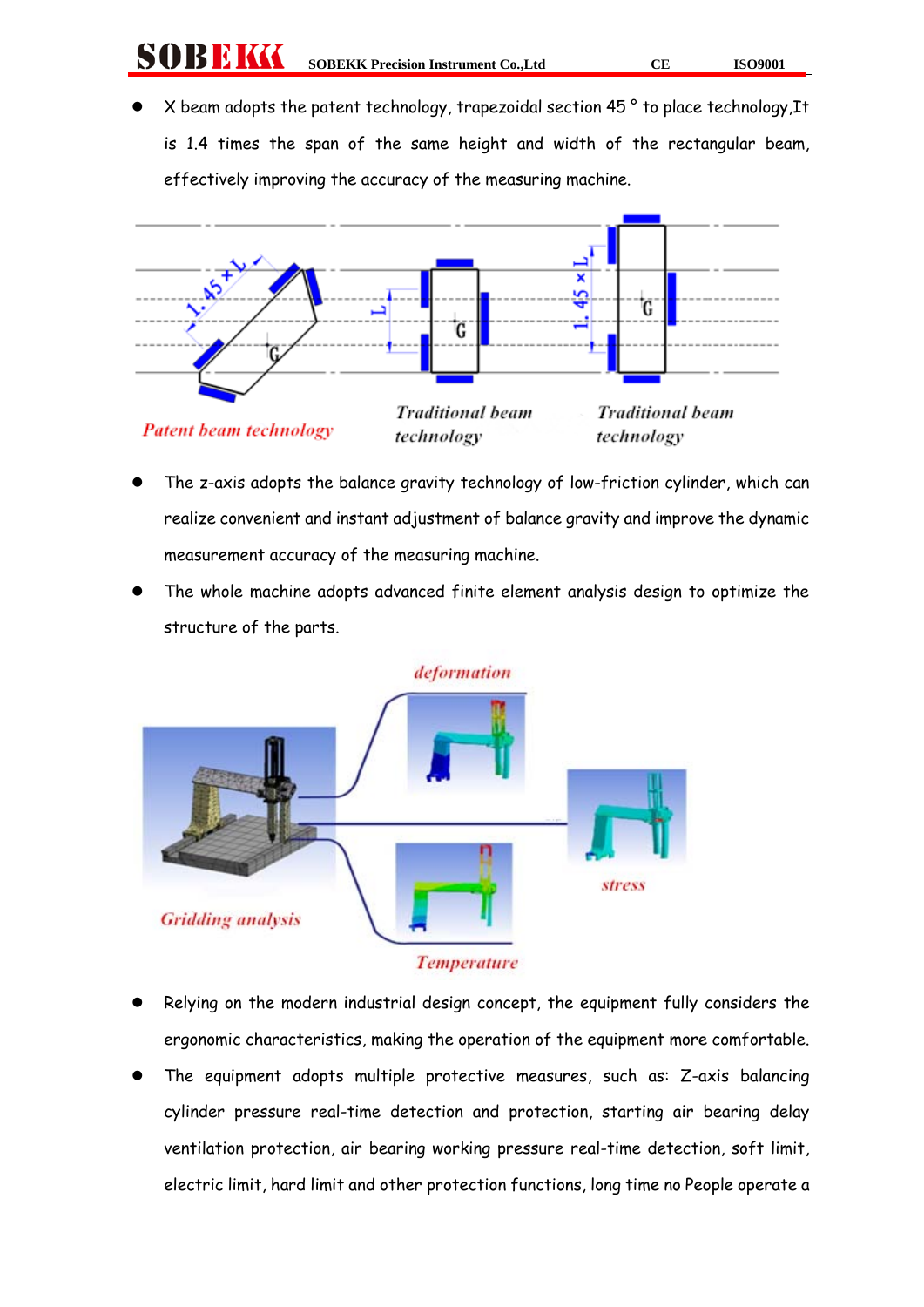- X beam adopts the patent technology, trapezoidal section 45 ° to place technology,It is 1.4 times the span of the same height and width of the rectangular beam, effectively improving the accuracy of the measuring machine.

*Patent beam technology*　　*Traditional beam technology*　　*Traditional beam technology*

- The z-axis adopts the balance gravity technology of low-friction cylinder, which can realize convenient and instant adjustment of balance gravity and improve the dynamic measurement accuracy of the measuring machine.
- The whole machine adopts advanced finite element analysis design to optimize the structure of the parts.

*deformation*　　*Gridding analysis*　　*stress*　　*Temperature*

- Relying on the modern industrial design concept, the equipment fully considers the ergonomic characteristics, making the operation of the equipment more comfortable.
- The equipment adopts multiple protective measures, such as: Z-axis balancing cylinder pressure real-time detection and protection, starting air bearing delay ventilation protection, air bearing working pressure real-time detection, soft limit, electric limit, hard limit and other protection functions, long time no People operate a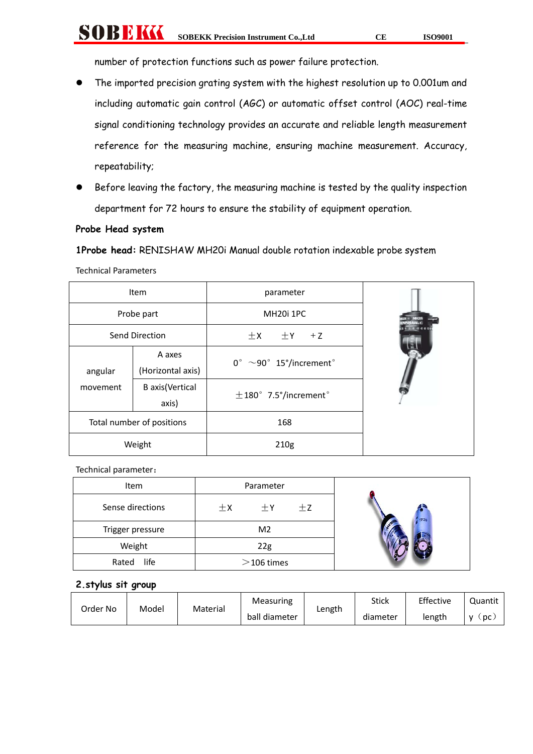number of protection functions such as power failure protection.

- The imported precision grating system with the highest resolution up to 0.001um and including automatic gain control (AGC) or automatic offset control (AOC) real-time signal conditioning technology provides an accurate and reliable length measurement reference for the measuring machine, ensuring machine measurement. Accuracy, repeatability;
- Before leaving the factory, the measuring machine is tested by the quality inspection department for 72 hours to ensure the stability of equipment operation.

**Probe Head system**

**1Probe head:** RENISHAW MH20i Manual double rotation indexable probe system

Technical Parameters

| Item | | parameter |
|---|---|---|
| Probe part | | MH20i 1PC |
| Send Direction | | ±X　±Y　+Z |
| angular movement | A axes (Horizontal axis) | 0° ～90° 15°/increment° |
| | B axis(Vertical axis) | ±180° 7.5°/increment° |
| Total number of positions | | 168 |
| Weight | | 210g |

Technical parameter：

| Item | Parameter |
|---|---|
| Sense directions | ±X　±Y　±Z |
| Trigger pressure | M2 |
| Weight | 22g |
| Rated life | ＞106 times |

**2.stylus sit group**

| Order No | Model | Material | Measuring ball diameter | Length | Stick diameter | Effective length | Quantity（pc） |
|---|---|---|---|---|---|---|---|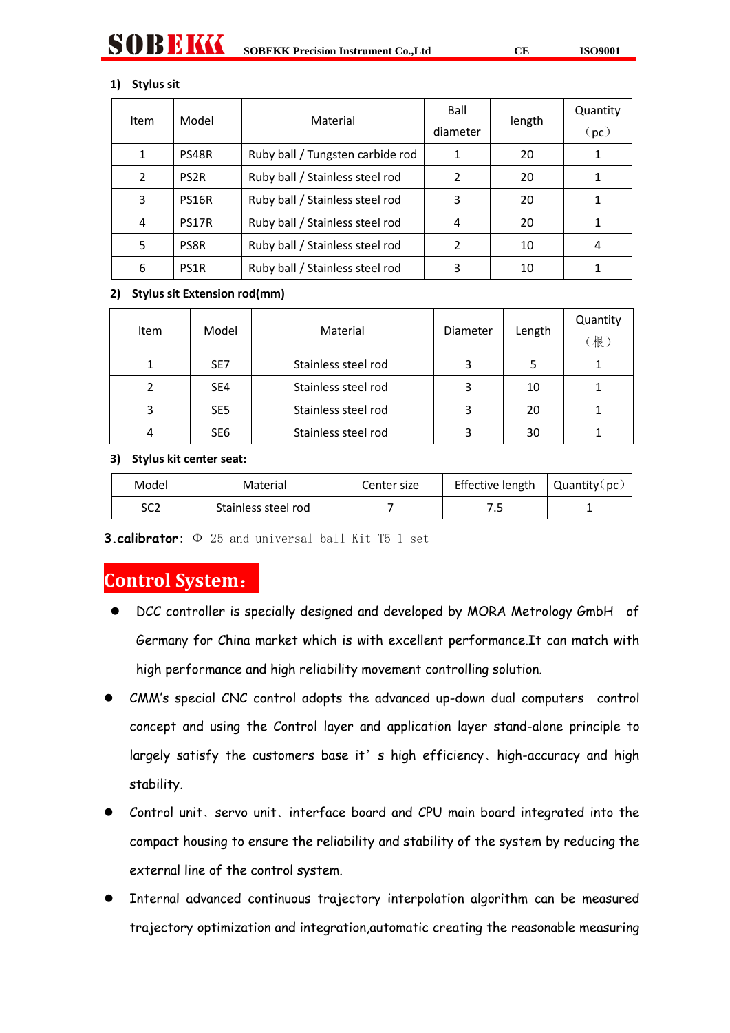**1) Stylus sit**

| Item | Model | Material | Ball diameter | length | Quantity（pc） |
|---|---|---|---|---|---|
| 1 | PS48R | Ruby ball / Tungsten carbide rod | 1 | 20 | 1 |
| 2 | PS2R | Ruby ball / Stainless steel rod | 2 | 20 | 1 |
| 3 | PS16R | Ruby ball / Stainless steel rod | 3 | 20 | 1 |
| 4 | PS17R | Ruby ball / Stainless steel rod | 4 | 20 | 1 |
| 5 | PS8R | Ruby ball / Stainless steel rod | 2 | 10 | 4 |
| 6 | PS1R | Ruby ball / Stainless steel rod | 3 | 10 | 1 |

**2) Stylus sit Extension rod(mm)**

| Item | Model | Material | Diameter | Length | Quantity（根） |
|---|---|---|---|---|---|
| 1 | SE7 | Stainless steel rod | 3 | 5 | 1 |
| 2 | SE4 | Stainless steel rod | 3 | 10 | 1 |
| 3 | SE5 | Stainless steel rod | 3 | 20 | 1 |
| 4 | SE6 | Stainless steel rod | 3 | 30 | 1 |

**3) Stylus kit center seat:**

| Model | Material | Center size | Effective length | Quantity（pc） |
|---|---|---|---|---|
| SC2 | Stainless steel rod | 7 | 7.5 | 1 |

**3.calibrator**: Φ 25 and universal ball Kit T5 1 set

## Control System：

- DCC controller is specially designed and developed by MORA Metrology GmbH of Germany for China market which is with excellent performance.It can match with high performance and high reliability movement controlling solution.
- CMM's special CNC control adopts the advanced up-down dual computers control concept and using the Control layer and application layer stand-alone principle to largely satisfy the customers base it' s high efficiency、high-accuracy and high stability.
- Control unit、servo unit、interface board and CPU main board integrated into the compact housing to ensure the reliability and stability of the system by reducing the external line of the control system.
- Internal advanced continuous trajectory interpolation algorithm can be measured trajectory optimization and integration,automatic creating the reasonable measuring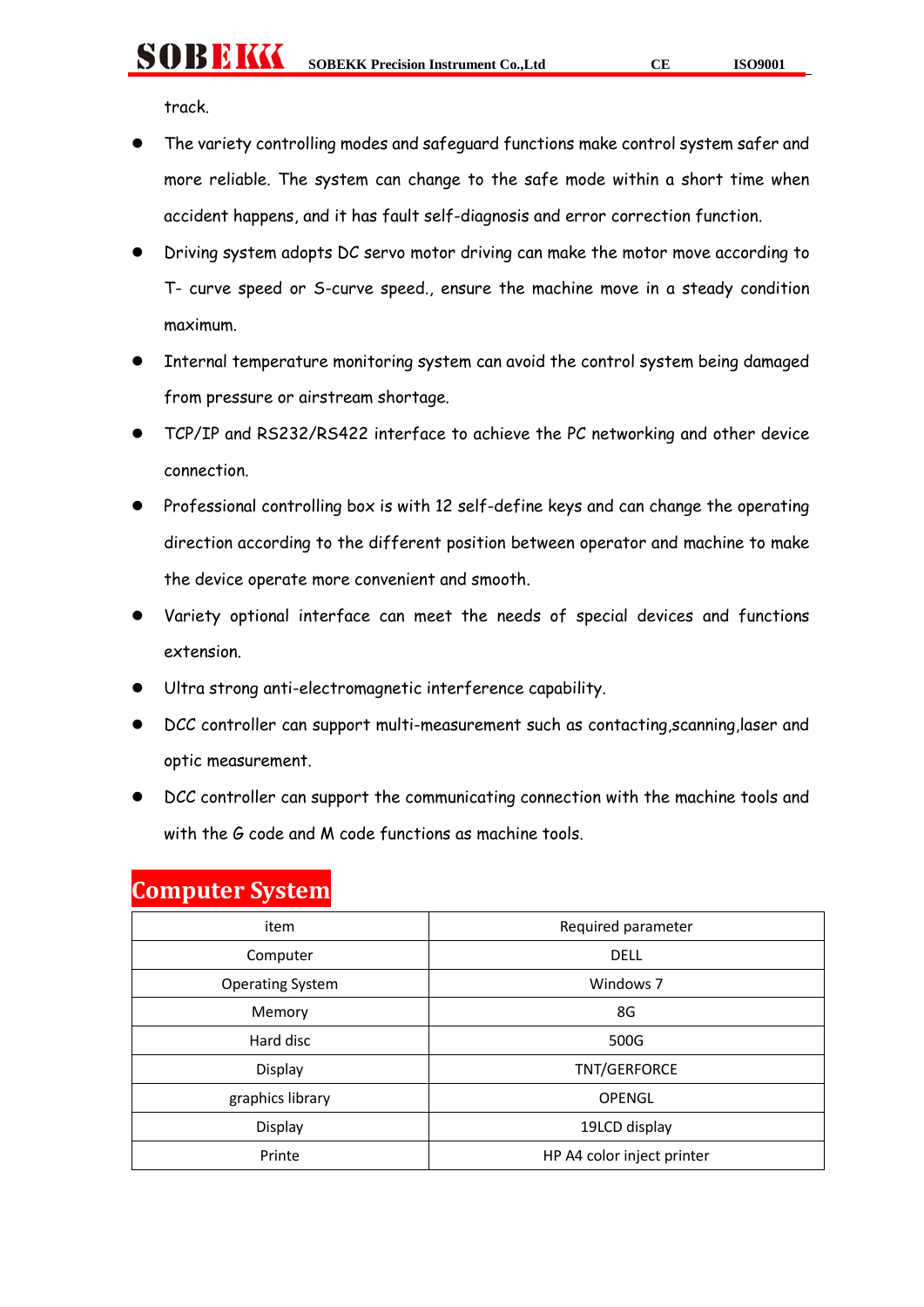track.

- The variety controlling modes and safeguard functions make control system safer and more reliable. The system can change to the safe mode within a short time when accident happens, and it has fault self-diagnosis and error correction function.
- Driving system adopts DC servo motor driving can make the motor move according to T- curve speed or S-curve speed., ensure the machine move in a steady condition maximum.
- Internal temperature monitoring system can avoid the control system being damaged from pressure or airstream shortage.
- TCP/IP and RS232/RS422 interface to achieve the PC networking and other device connection.
- Professional controlling box is with 12 self-define keys and can change the operating direction according to the different position between operator and machine to make the device operate more convenient and smooth.
- Variety optional interface can meet the needs of special devices and functions extension.
- Ultra strong anti-electromagnetic interference capability.
- DCC controller can support multi-measurement such as contacting,scanning,laser and optic measurement.
- DCC controller can support the communicating connection with the machine tools and with the G code and M code functions as machine tools.

## Computer System

| item | Required parameter |
|---|---|
| Computer | DELL |
| Operating System | Windows 7 |
| Memory | 8G |
| Hard disc | 500G |
| Display | TNT/GERFORCE |
| graphics library | OPENGL |
| Display | 19LCD display |
| Printe | HP A4 color inject printer |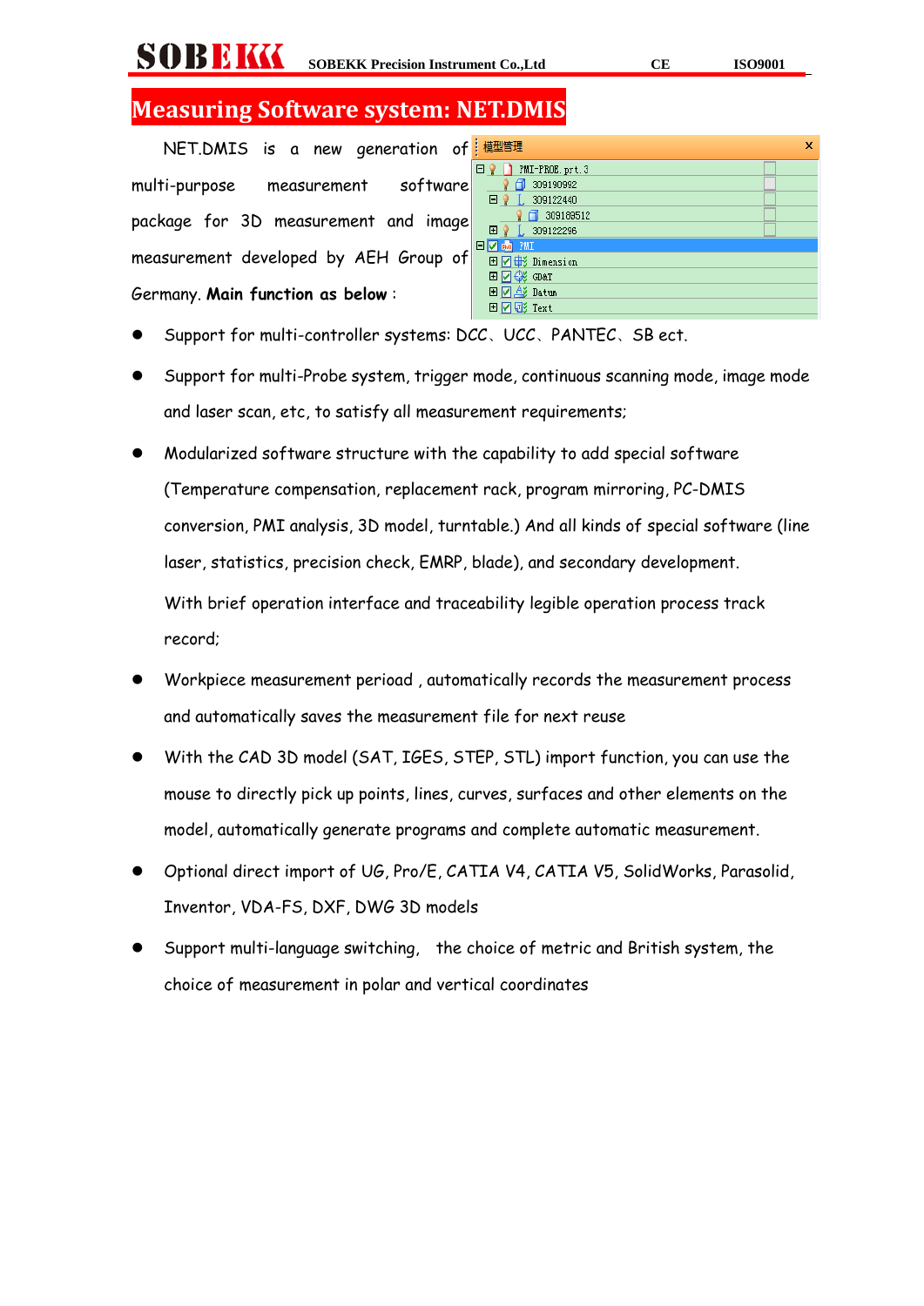# Measuring Software system: NET.DMIS

NET.DMIS is a new generation of multi-purpose measurement software package for 3D measurement and image measurement developed by AEH Group of Germany. **Main function as below**：

- Support for multi-controller systems: DCC、UCC、PANTEC、SB ect.
- Support for multi-Probe system, trigger mode, continuous scanning mode, image mode and laser scan, etc, to satisfy all measurement requirements;
- Modularized software structure with the capability to add special software (Temperature compensation, replacement rack, program mirroring, PC-DMIS conversion, PMI analysis, 3D model, turntable.) And all kinds of special software (line laser, statistics, precision check, EMRP, blade), and secondary development.

  With brief operation interface and traceability legible operation process track record;
- Workpiece measurement perioad , automatically records the measurement process and automatically saves the measurement file for next reuse
- With the CAD 3D model (SAT, IGES, STEP, STL) import function, you can use the mouse to directly pick up points, lines, curves, surfaces and other elements on the model, automatically generate programs and complete automatic measurement.
- Optional direct import of UG, Pro/E, CATIA V4, CATIA V5, SolidWorks, Parasolid, Inventor, VDA-FS, DXF, DWG 3D models
- Support multi-language switching， the choice of metric and British system, the choice of measurement in polar and vertical coordinates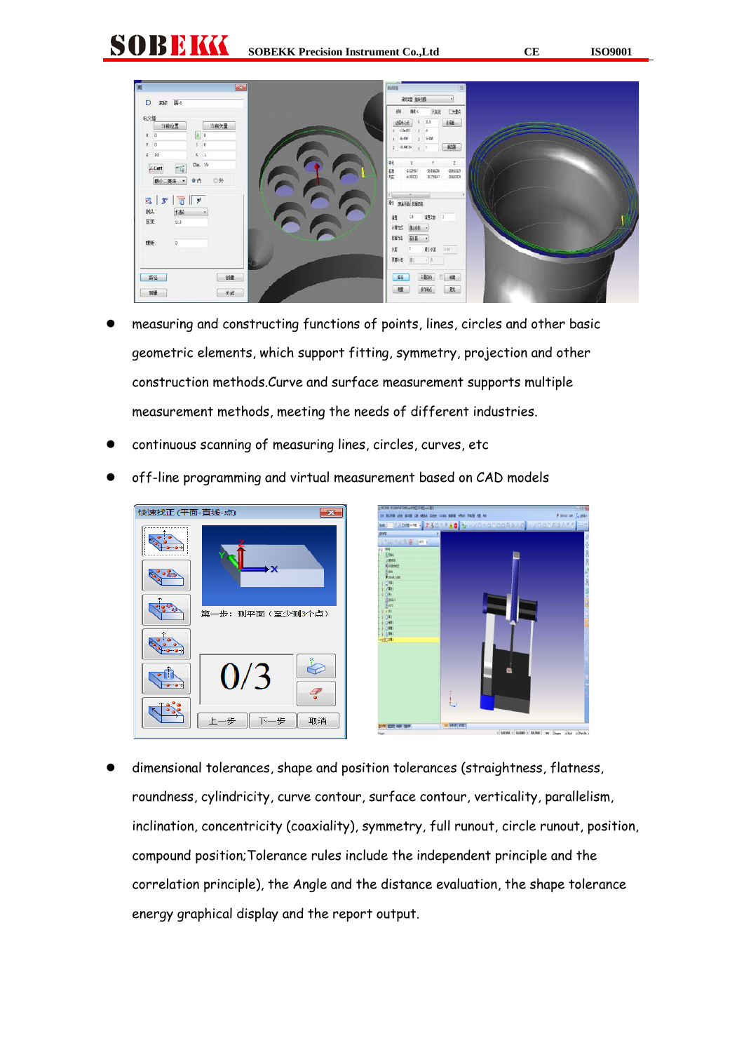- measuring and constructing functions of points, lines, circles and other basic geometric elements, which support fitting, symmetry, projection and other construction methods.Curve and surface measurement supports multiple measurement methods, meeting the needs of different industries.
- continuous scanning of measuring lines, circles, curves, etc
- off-line programming and virtual measurement based on CAD models

- dimensional tolerances, shape and position tolerances (straightness, flatness, roundness, cylindricity, curve contour, surface contour, verticality, parallelism, inclination, concentricity (coaxiality), symmetry, full runout, circle runout, position, compound position;Tolerance rules include the independent principle and the correlation principle), the Angle and the distance evaluation, the shape tolerance energy graphical display and the report output.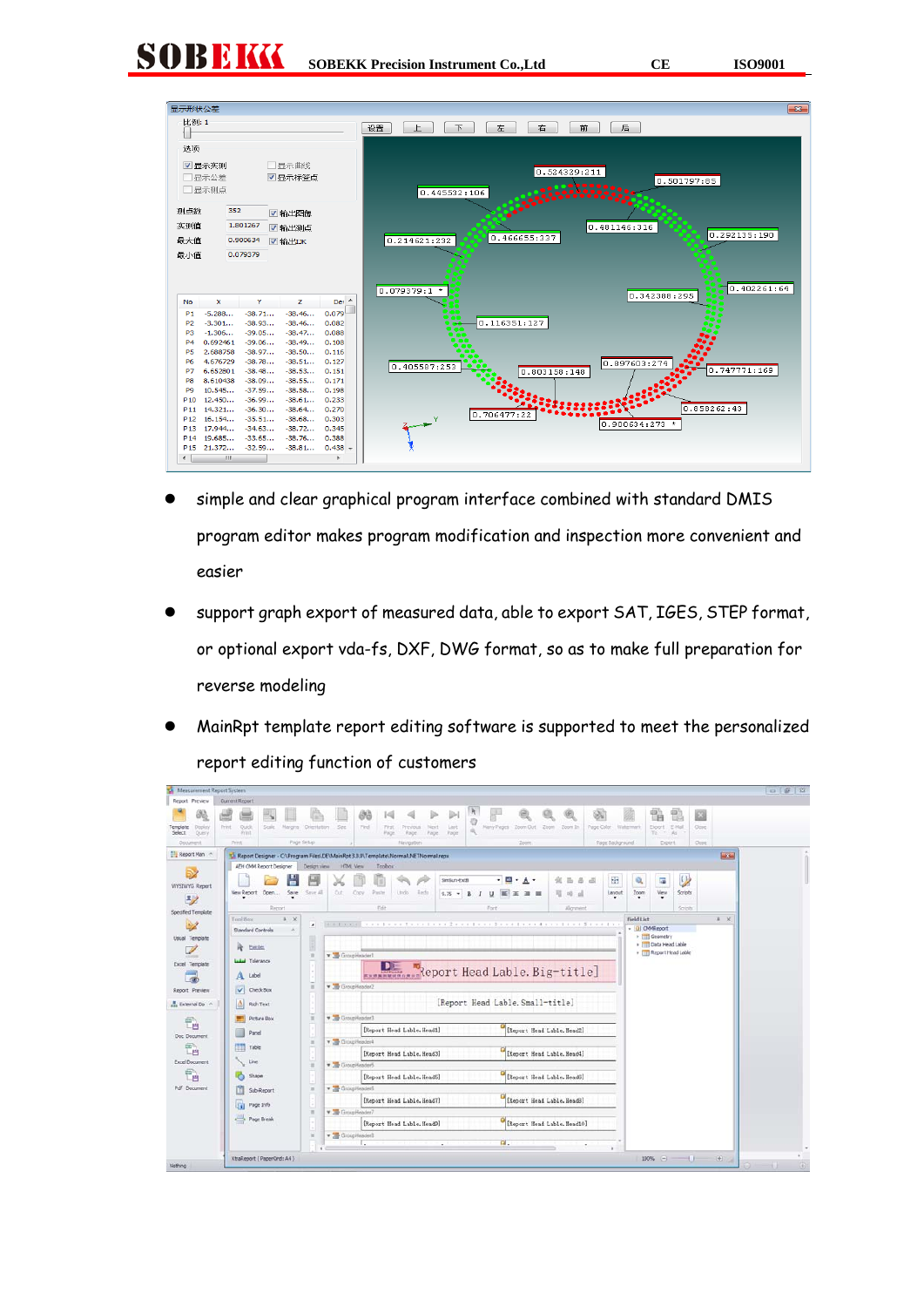- simple and clear graphical program interface combined with standard DMIS program editor makes program modification and inspection more convenient and easier
- support graph export of measured data, able to export SAT, IGES, STEP format, or optional export vda-fs, DXF, DWG format, so as to make full preparation for reverse modeling
- MainRpt template report editing software is supported to meet the personalized report editing function of customers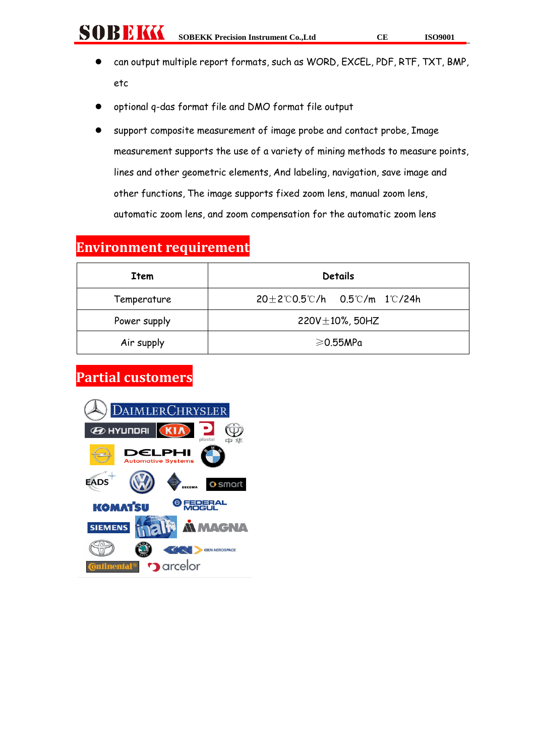- can output multiple report formats, such as WORD, EXCEL, PDF, RTF, TXT, BMP, etc
- optional q-das format file and DMO format file output
- support composite measurement of image probe and contact probe, Image measurement supports the use of a variety of mining methods to measure points, lines and other geometric elements, And labeling, navigation, save image and other functions, The image supports fixed zoom lens, manual zoom lens, automatic zoom lens, and zoom compensation for the automatic zoom lens

## Environment requirement

| Item | Details |
|---|---|
| Temperature | 20±2℃0.5℃/h　 0.5℃/m　1℃/24h |
| Power supply | 220V±10%, 50HZ |
| Air supply | ≥0.55MPa |

## Partial customers